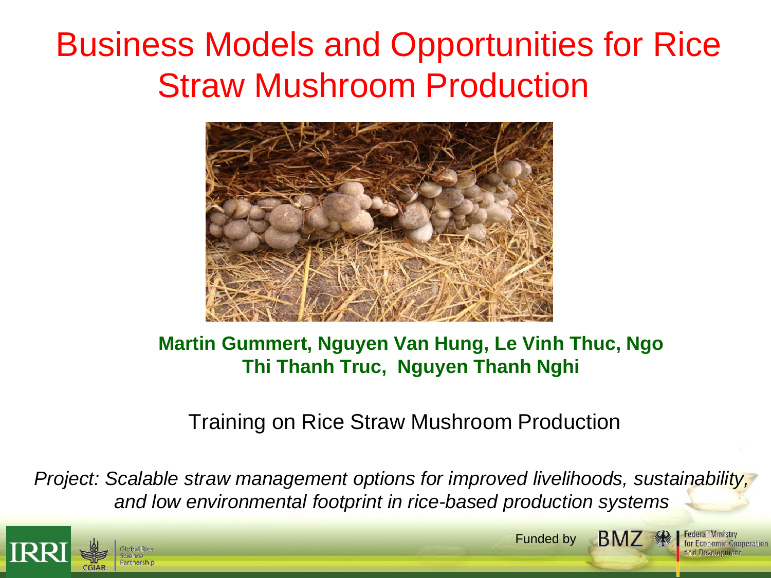# Business Models and Opportunities for Rice Straw Mushroom Production

**Martin Gummert, Nguyen Van Hung, Le Vinh Thuc, Ngo Thi Thanh Truc, Nguyen Thanh Nghi**

Training on Rice Straw Mushroom Production

*Project: Scalable straw management options for improved livelihoods, sustainability, and low environmental footprint in rice-based production systems*

IRRI | CGIAR | Global Rice Science Partnership

Funded by BMZ Federal Ministry for Economic Cooperation and Development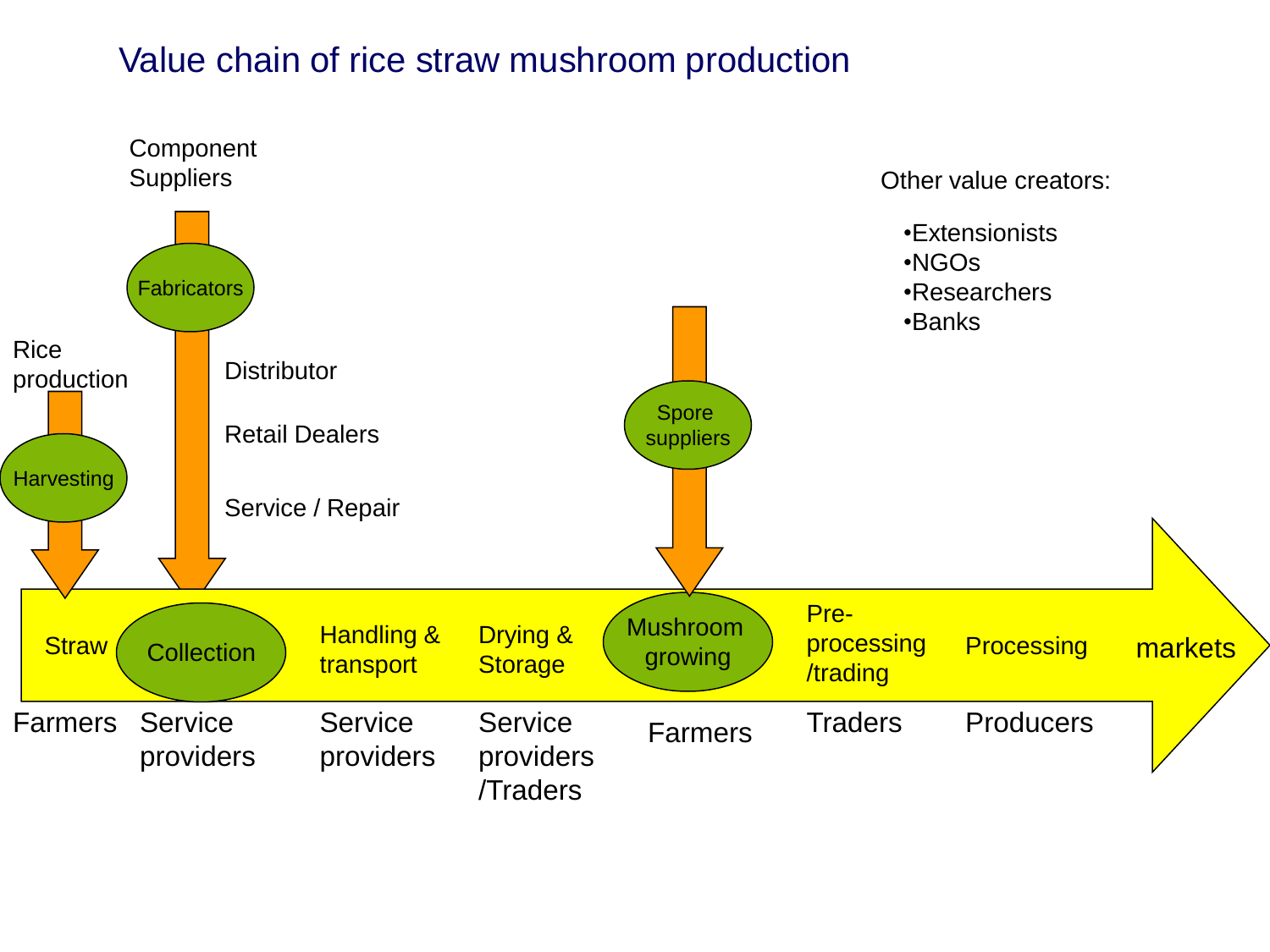# Value chain of rice straw mushroom production

Component Suppliers

- Fabricators
- Distributor
- Retail Dealers
- Service / Repair

Rice production

- Harvesting

Spore suppliers

Other value creators:

- •Extensionists
- •NGOs
- •Researchers
- •Banks

| Straw | Collection | Handling & transport | Drying & Storage | Mushroom growing | Pre-processing /trading | Processing | markets |
|---|---|---|---|---|---|---|---|
| Farmers | Service providers | Service providers | Service providers /Traders | Farmers | Traders | Producers | |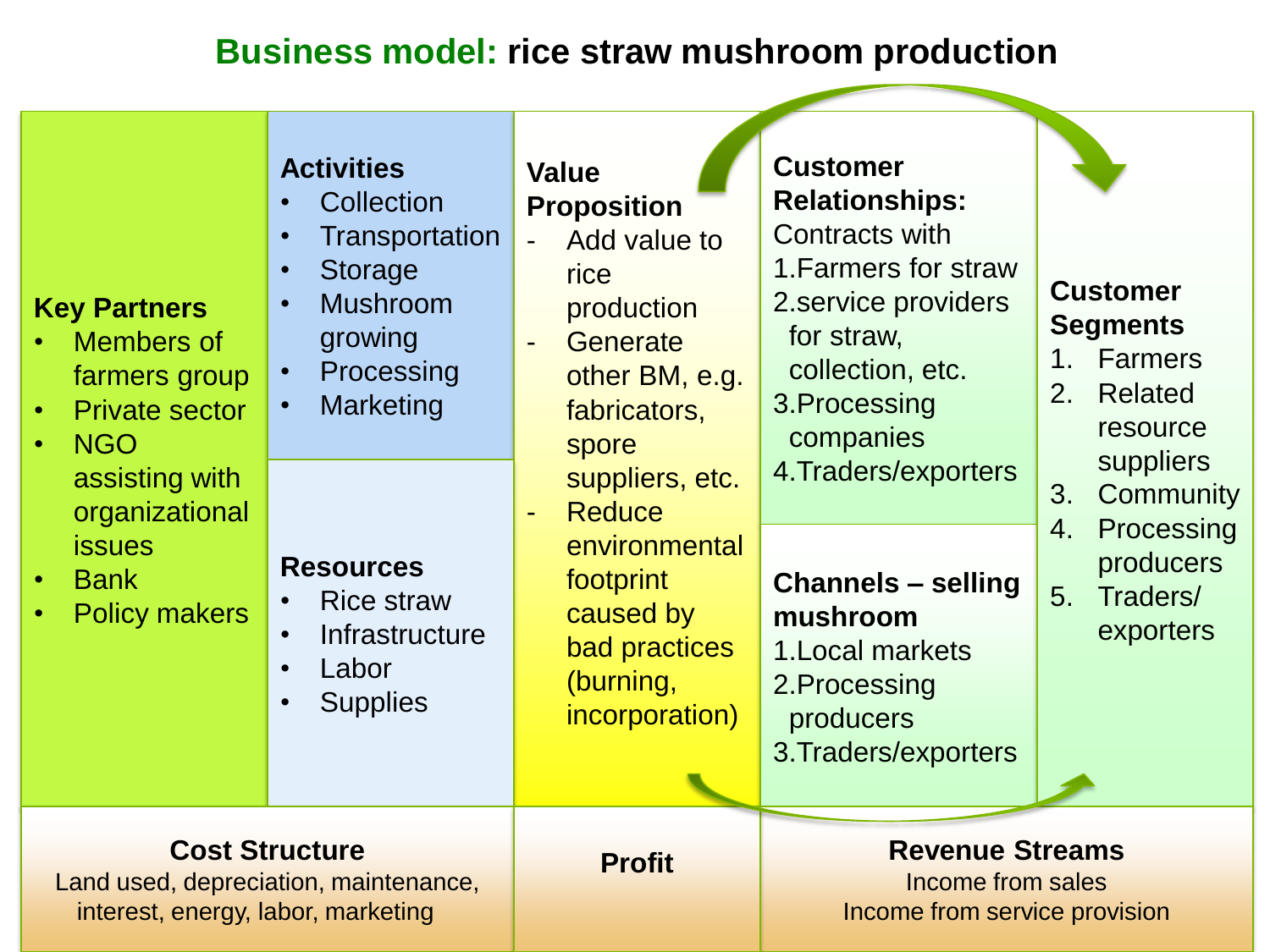# **Business model:** rice straw mushroom production

**Key Partners**

- Members of farmers group
- Private sector
- NGO assisting with organizational issues
- Bank
- Policy makers

**Activities**

- Collection
- Transportation
- Storage
- Mushroom growing
- Processing
- Marketing

**Resources**

- Rice straw
- Infrastructure
- Labor
- Supplies

**Value Proposition**

- Add value to rice production
- Generate other BM, e.g. fabricators, spore suppliers, etc.
- Reduce environmental footprint caused by bad practices (burning, incorporation)

**Customer Relationships:**

Contracts with

1. Farmers for straw
2. service providers for straw, collection, etc.
3. Processing companies
4. Traders/exporters

**Channels – selling mushroom**

1. Local markets
2. Processing producers
3. Traders/exporters

**Customer Segments**

1. Farmers
2. Related resource suppliers
3. Community
4. Processing producers
5. Traders/ exporters

**Cost Structure**

Land used, depreciation, maintenance, interest, energy, labor, marketing

**Profit**

**Revenue Streams**

Income from sales

Income from service provision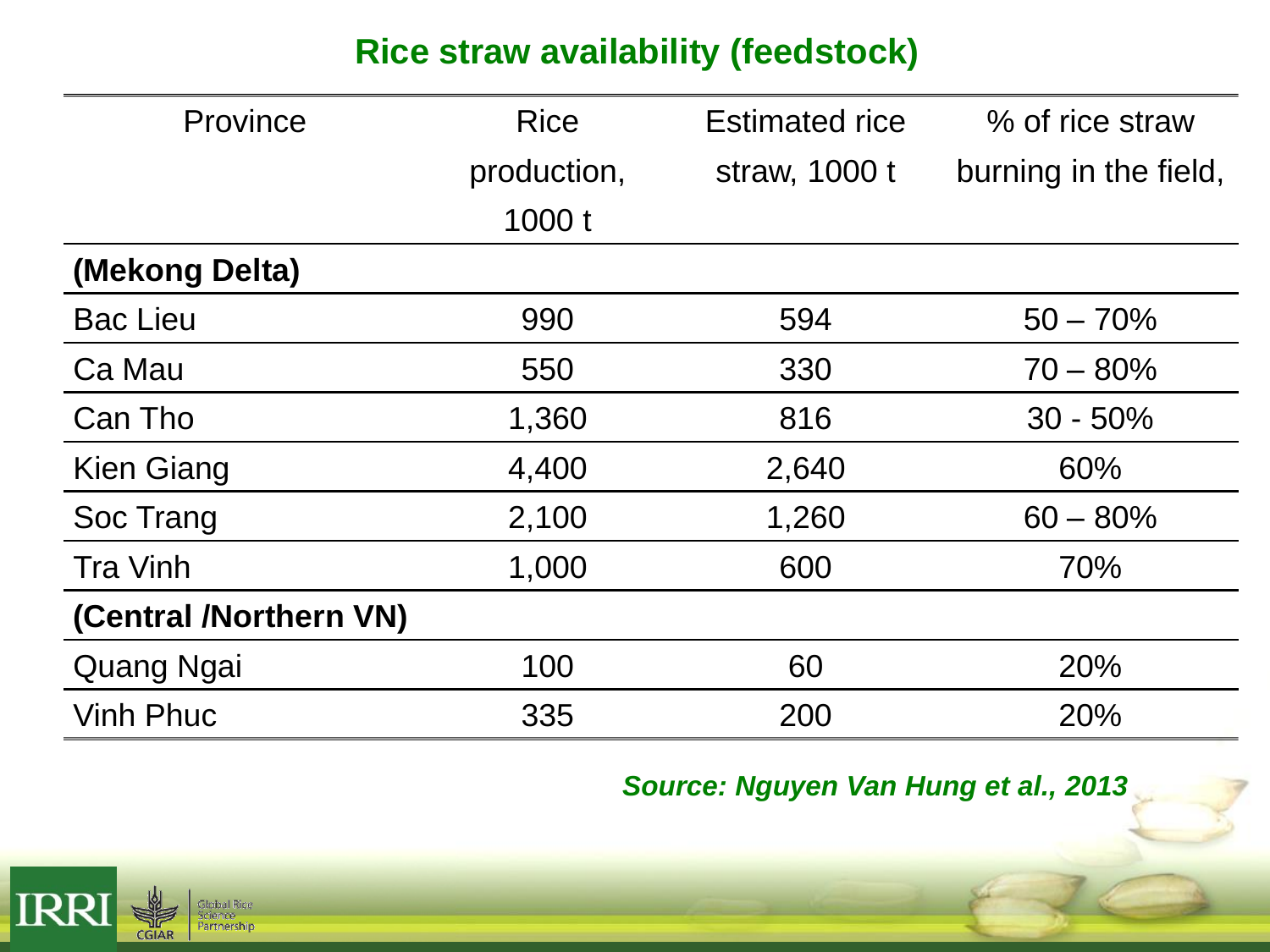## Rice straw availability (feedstock)

| Province | Rice production, 1000 t | Estimated rice straw, 1000 t | % of rice straw burning in the field, |
|---|---|---|---|
| **(Mekong Delta)** | | | |
| Bac Lieu | 990 | 594 | 50 – 70% |
| Ca Mau | 550 | 330 | 70 – 80% |
| Can Tho | 1,360 | 816 | 30 - 50% |
| Kien Giang | 4,400 | 2,640 | 60% |
| Soc Trang | 2,100 | 1,260 | 60 – 80% |
| Tra Vinh | 1,000 | 600 | 70% |
| **(Central /Northern VN)** | | | |
| Quang Ngai | 100 | 60 | 20% |
| Vinh Phuc | 335 | 200 | 20% |

***Source: Nguyen Van Hung et al., 2013***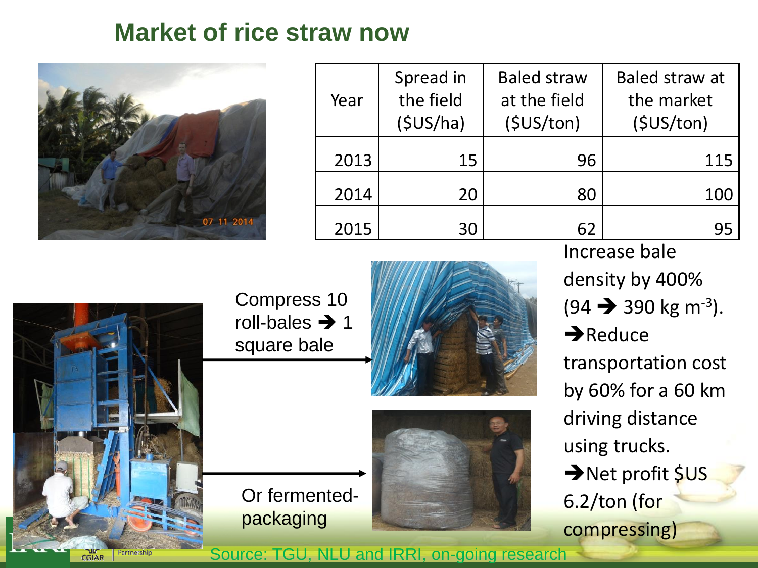# Market of rice straw now

| Year | Spread in the field ($US/ha) | Baled straw at the field ($US/ton) | Baled straw at the market ($US/ton) |
|---|---|---|---|
| 2013 | 15 | 96 | 115 |
| 2014 | 20 | 80 | 100 |
| 2015 | 30 | 62 | 95 |

Compress 10 roll-bales ➔ 1 square bale

Or fermented-packaging

Increase bale density by 400% (94 ➔ 390 kg $m^{-3}$).

➔Reduce transportation cost by 60% for a 60 km driving distance using trucks.

➔Net profit $US 6.2/ton (for compressing)

Source: TGU, NLU and IRRI, on-going research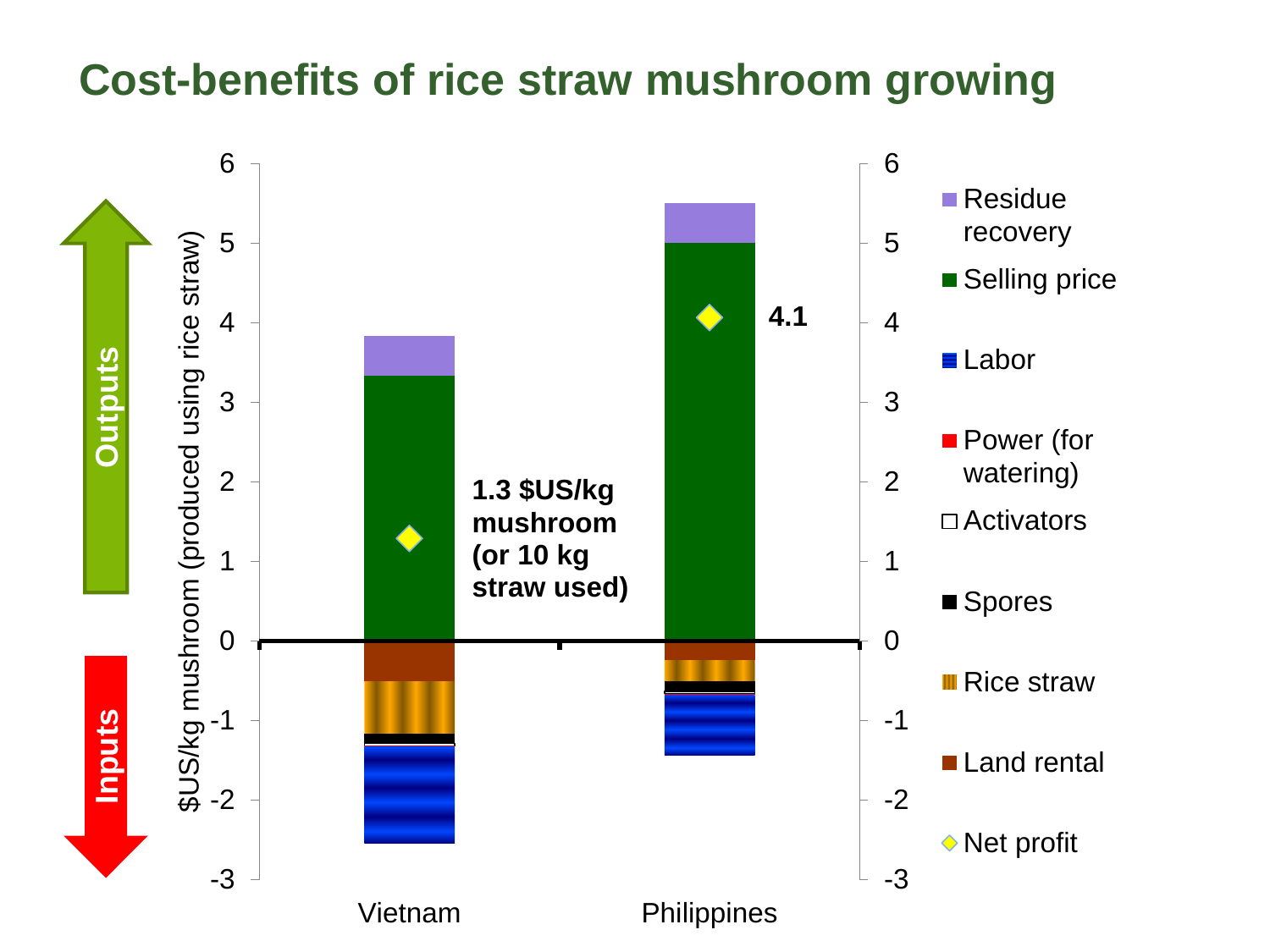# Cost-benefits of rice straw mushroom growing

Outputs

Inputs

$US/kg mushroom (produced using rice straw)

1.3 $US/kg mushroom (or 10 kg straw used)

4.1

Vietnam

Philippines

- Residue recovery
- Selling price
- Labor
- Power (for watering)
- Activators
- Spores
- Rice straw
- Land rental
- Net profit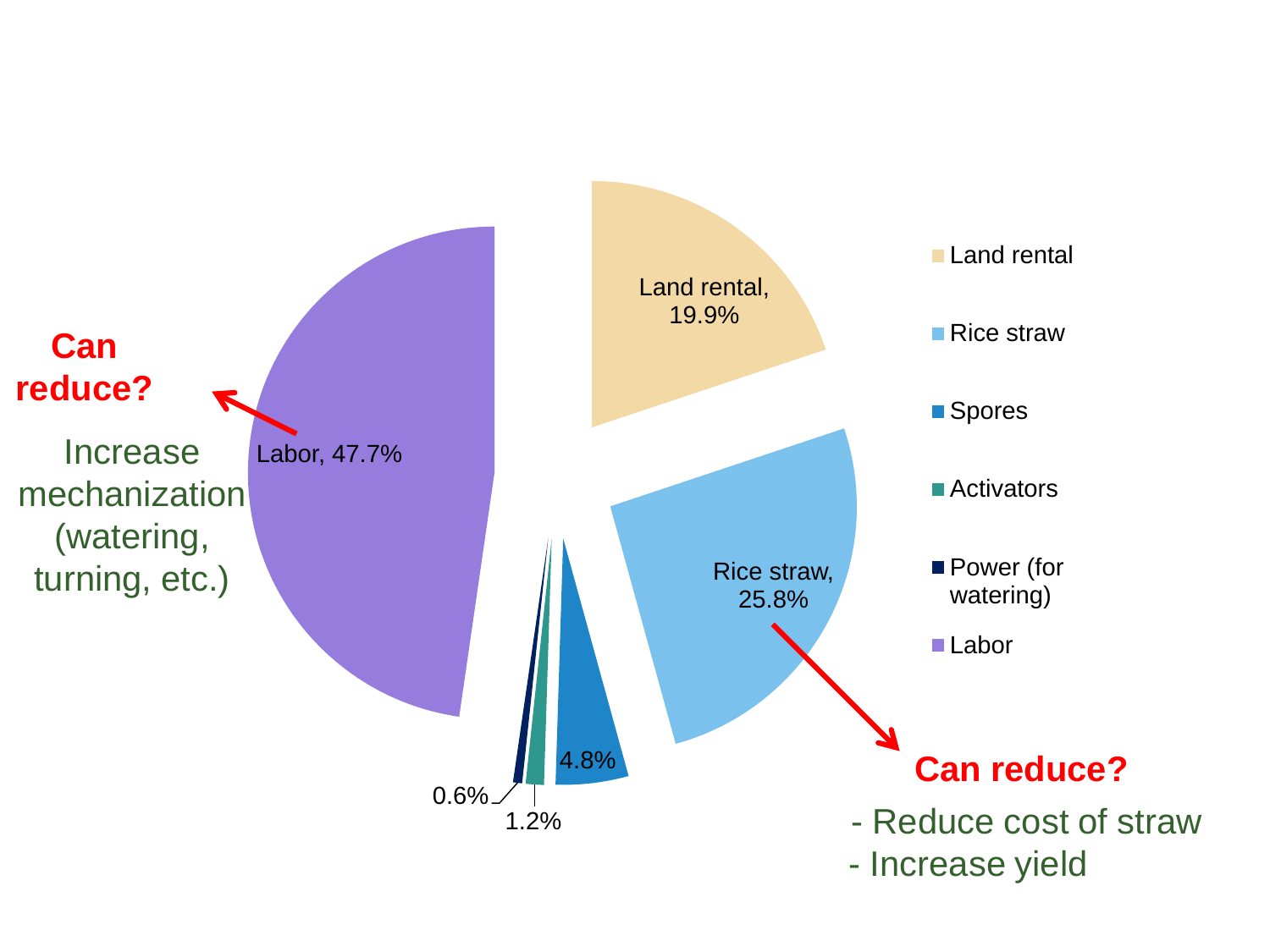Land rental, 19.9%

Rice straw, 25.8%

4.8%

1.2%

0.6%

Labor, 47.7%

- Land rental
- Rice straw
- Spores
- Activators
- Power (for watering)
- Labor

**Can reduce?**

Increase mechanization (watering, turning, etc.)

**Can reduce?**

- Reduce cost of straw
- Increase yield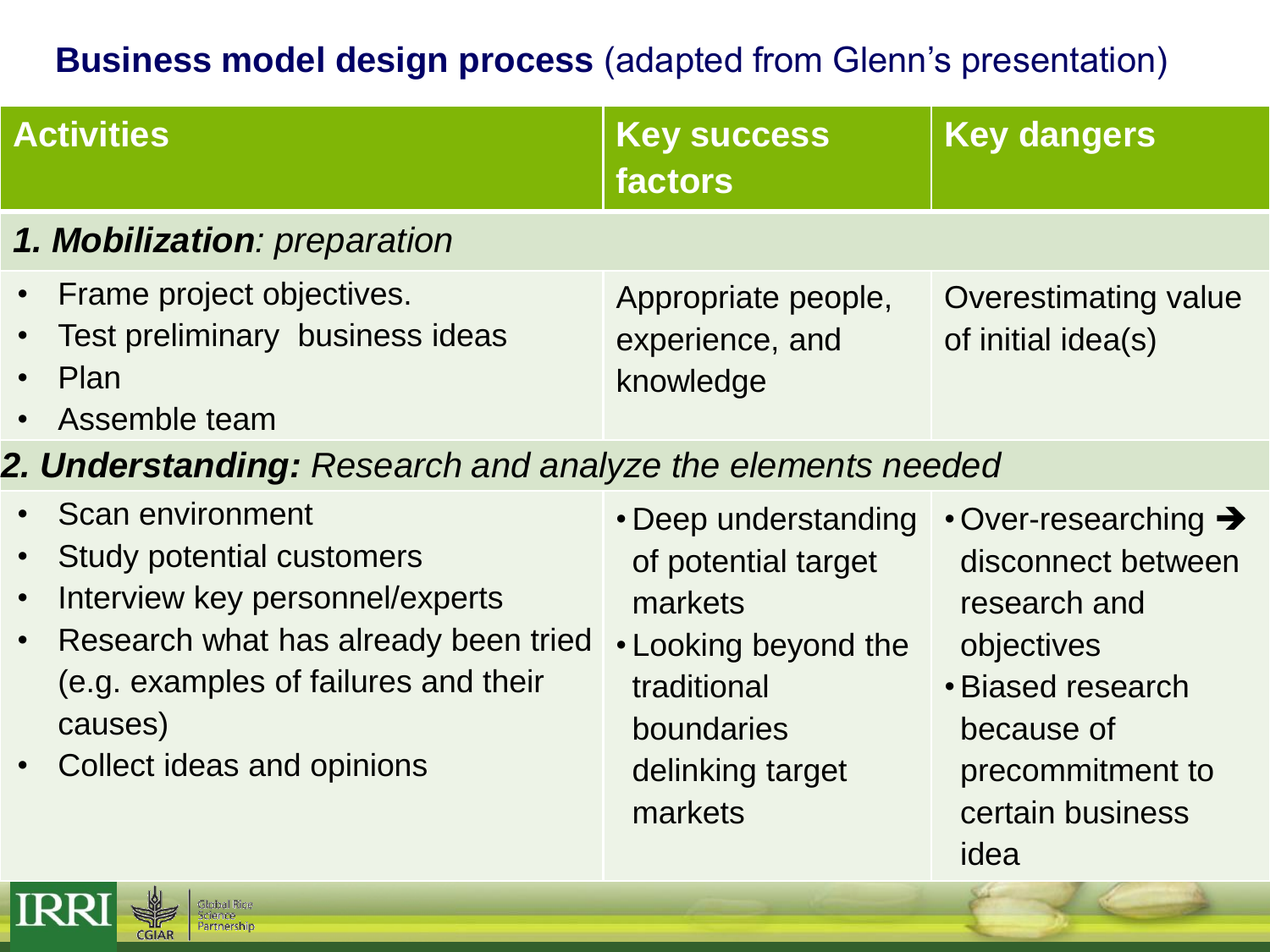## **Business model design process** (adapted from Glenn's presentation)

| Activities | Key success factors | Key dangers |
|---|---|---|
| ***1. Mobilization**: preparation* | | |
| • Frame project objectives.<br>• Test preliminary business ideas<br>• Plan<br>• Assemble team | Appropriate people, experience, and knowledge | Overestimating value of initial idea(s) |
| ***2. Understanding:** Research and analyze the elements needed* | | |
| • Scan environment<br>• Study potential customers<br>• Interview key personnel/experts<br>• Research what has already been tried (e.g. examples of failures and their causes)<br>• Collect ideas and opinions | • Deep understanding of potential target markets<br>• Looking beyond the traditional boundaries delinking target markets | • Over-researching ➔ disconnect between research and objectives<br>• Biased research because of precommitment to certain business idea |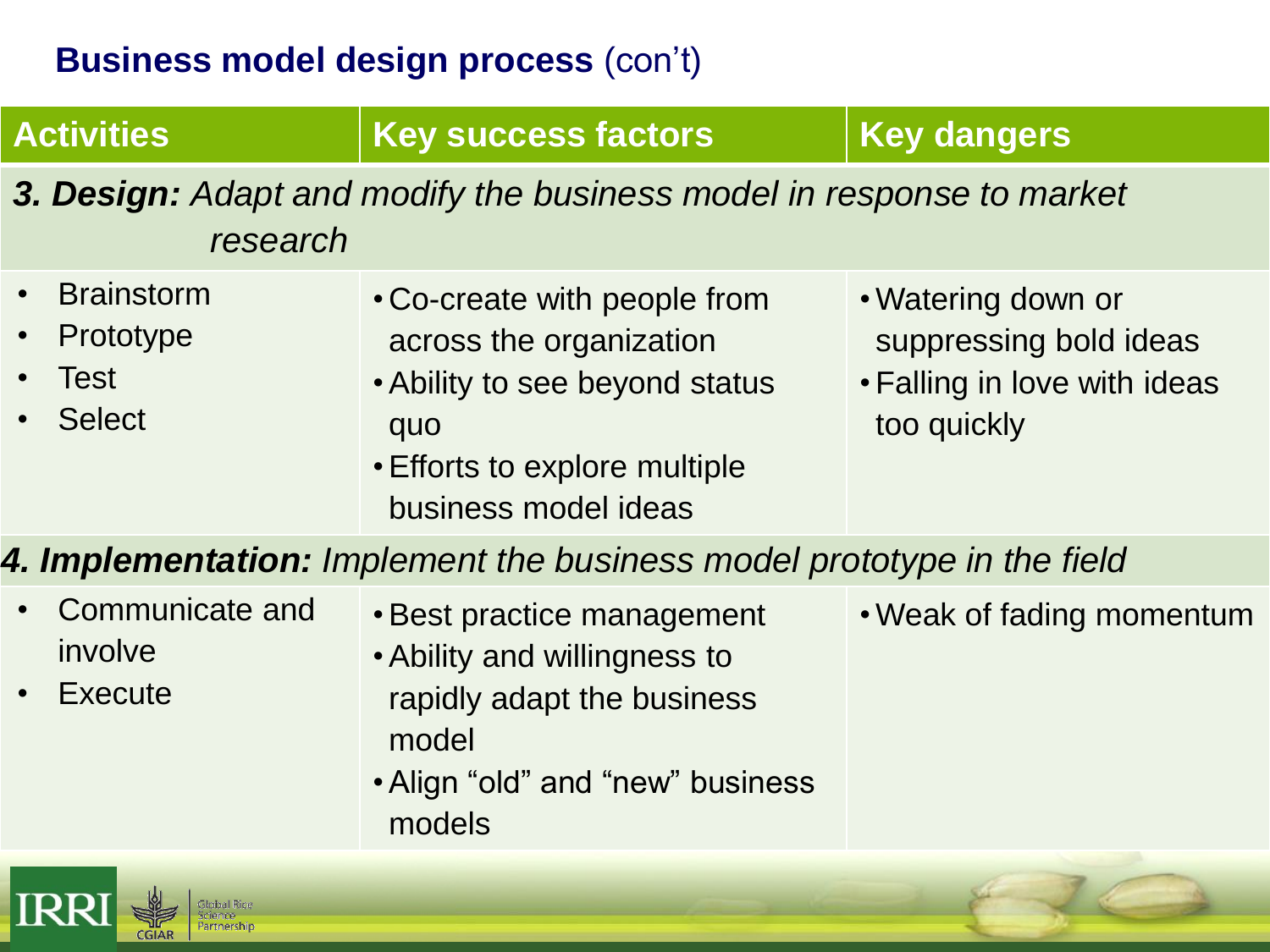## **Business model design process** (con't)

| Activities | Key success factors | Key dangers |
|---|---|---|
| ***3. Design:*** *Adapt and modify the business model in response to market research* | | |
| • Brainstorm<br>• Prototype<br>• Test<br>• Select | • Co-create with people from across the organization<br>• Ability to see beyond status quo<br>• Efforts to explore multiple business model ideas | • Watering down or suppressing bold ideas<br>• Falling in love with ideas too quickly |
| ***4. Implementation:*** *Implement the business model prototype in the field* | | |
| • Communicate and involve<br>• Execute | • Best practice management<br>• Ability and willingness to rapidly adapt the business model<br>• Align "old" and "new" business models | • Weak of fading momentum |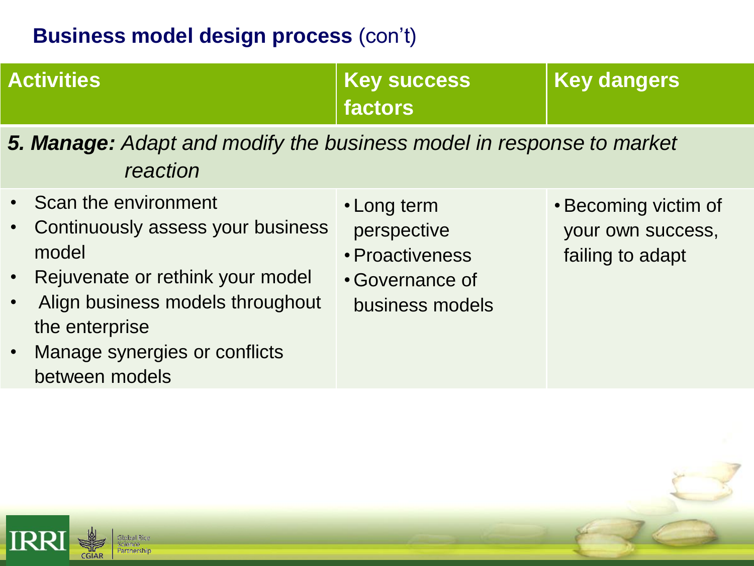## **Business model design process** (con't)

| Activities | Key success factors | Key dangers |
|---|---|---|
| ***5. Manage:*** *Adapt and modify the business model in response to market reaction* | | |
| • Scan the environment<br>• Continuously assess your business model<br>• Rejuvenate or rethink your model<br>• Align business models throughout the enterprise<br>• Manage synergies or conflicts between models | • Long term perspective<br>• Proactiveness<br>• Governance of business models | • Becoming victim of your own success, failing to adapt |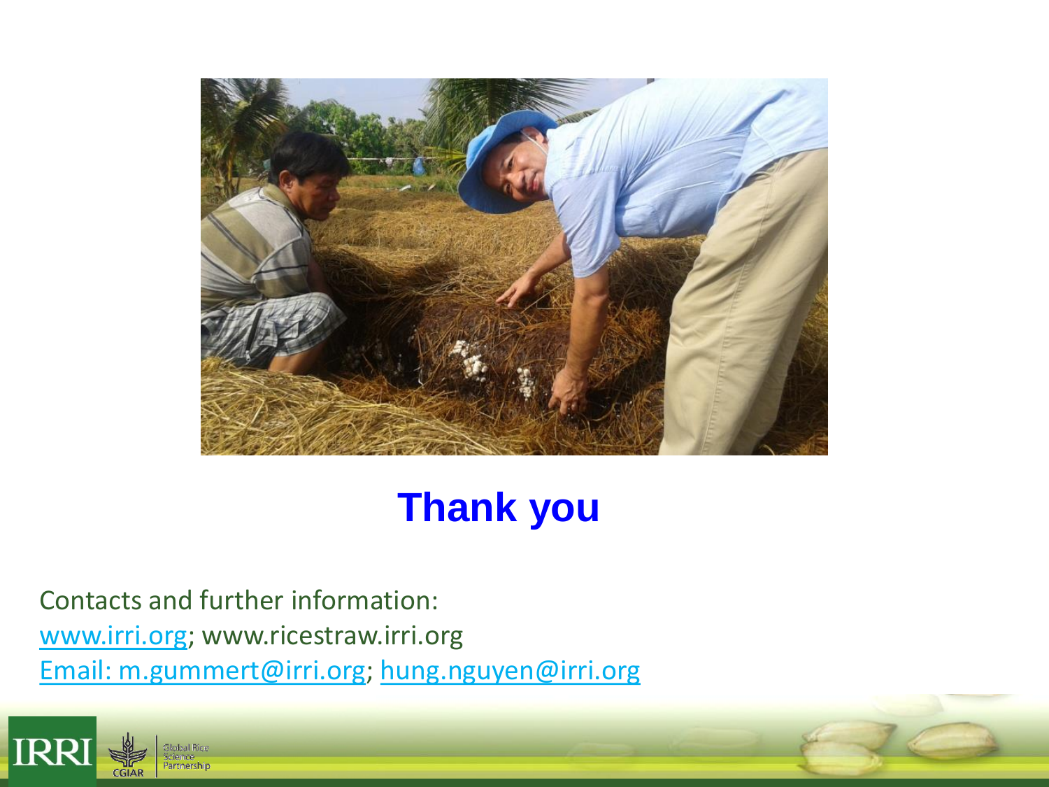# Thank you

Contacts and further information:
www.irri.org; www.ricestraw.irri.org
Email: m.gummert@irri.org; hung.nguyen@irri.org